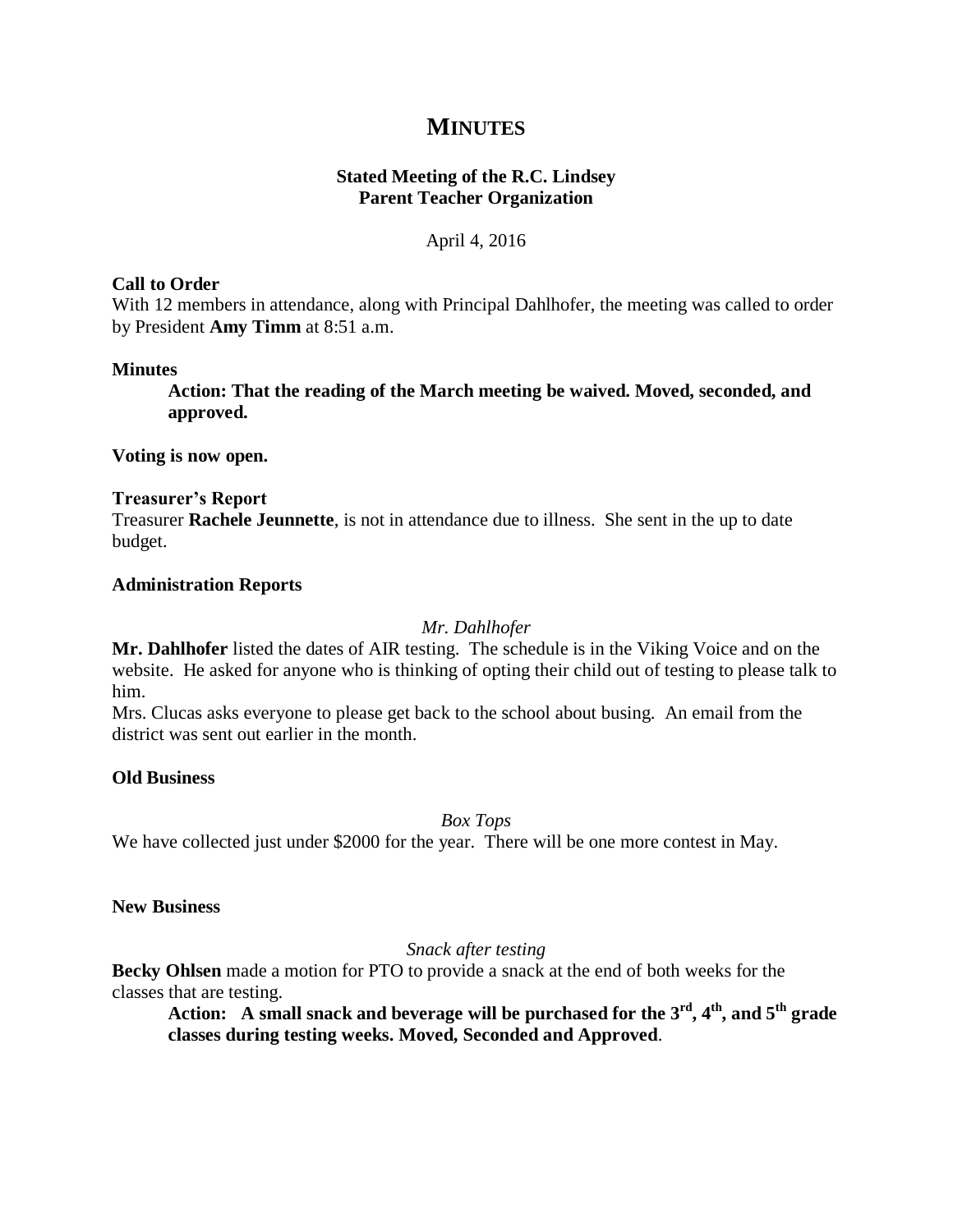# MINUTES

**Stated Meeting of the R.C. Lindsey**
**Parent Teacher Organization**

April 4, 2016

**Call to Order**

With 12 members in attendance, along with Principal Dahlhofer, the meeting was called to order by President **Amy Timm** at 8:51 a.m.

**Minutes**

> **Action: That the reading of the March meeting be waived. Moved, seconded, and approved.**

**Voting is now open.**

**Treasurer's Report**

Treasurer **Rachele Jeunnette**, is not in attendance due to illness. She sent in the up to date budget.

**Administration Reports**

*Mr. Dahlhofer*

**Mr. Dahlhofer** listed the dates of AIR testing. The schedule is in the Viking Voice and on the website. He asked for anyone who is thinking of opting their child out of testing to please talk to him.

Mrs. Clucas asks everyone to please get back to the school about busing. An email from the district was sent out earlier in the month.

**Old Business**

*Box Tops*

We have collected just under $2000 for the year. There will be one more contest in May.

**New Business**

*Snack after testing*

**Becky Ohlsen** made a motion for PTO to provide a snack at the end of both weeks for the classes that are testing.

> **Action: A small snack and beverage will be purchased for the 3rd, 4th, and 5th grade classes during testing weeks. Moved, Seconded and Approved**.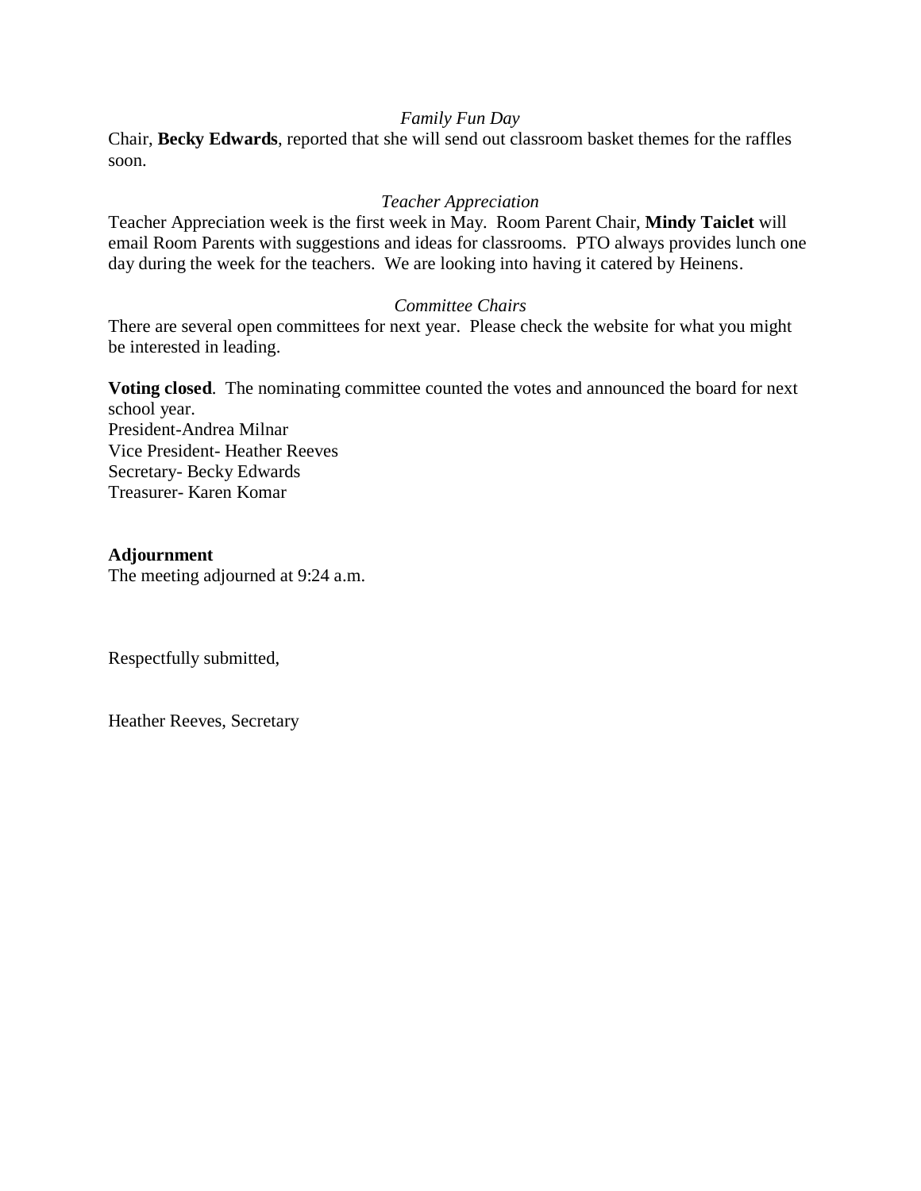*Family Fun Day*

Chair, **Becky Edwards**, reported that she will send out classroom basket themes for the raffles soon.

*Teacher Appreciation*

Teacher Appreciation week is the first week in May. Room Parent Chair, **Mindy Taiclet** will email Room Parents with suggestions and ideas for classrooms. PTO always provides lunch one day during the week for the teachers. We are looking into having it catered by Heinens.

*Committee Chairs*

There are several open committees for next year. Please check the website for what you might be interested in leading.

**Voting closed**. The nominating committee counted the votes and announced the board for next school year.
President-Andrea Milnar
Vice President- Heather Reeves
Secretary- Becky Edwards
Treasurer- Karen Komar

**Adjournment**

The meeting adjourned at 9:24 a.m.

Respectfully submitted,

Heather Reeves, Secretary